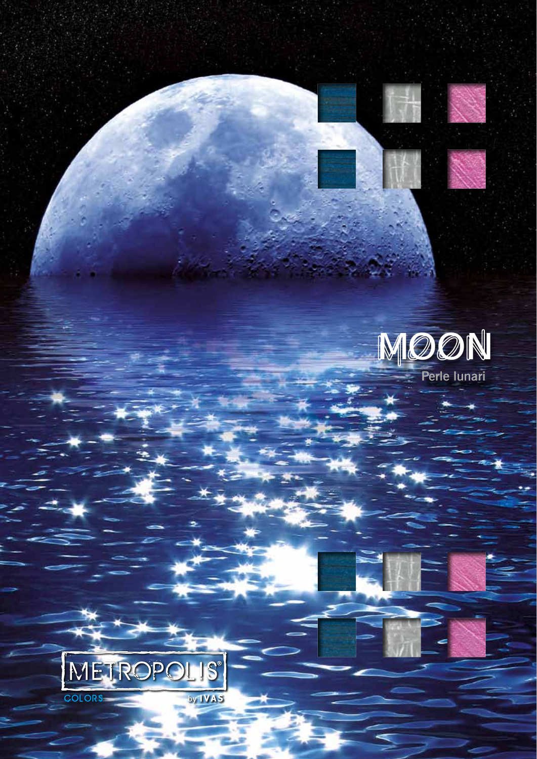# MOON

Perle lunari

METROPOLIS®

COLORS

by IVAS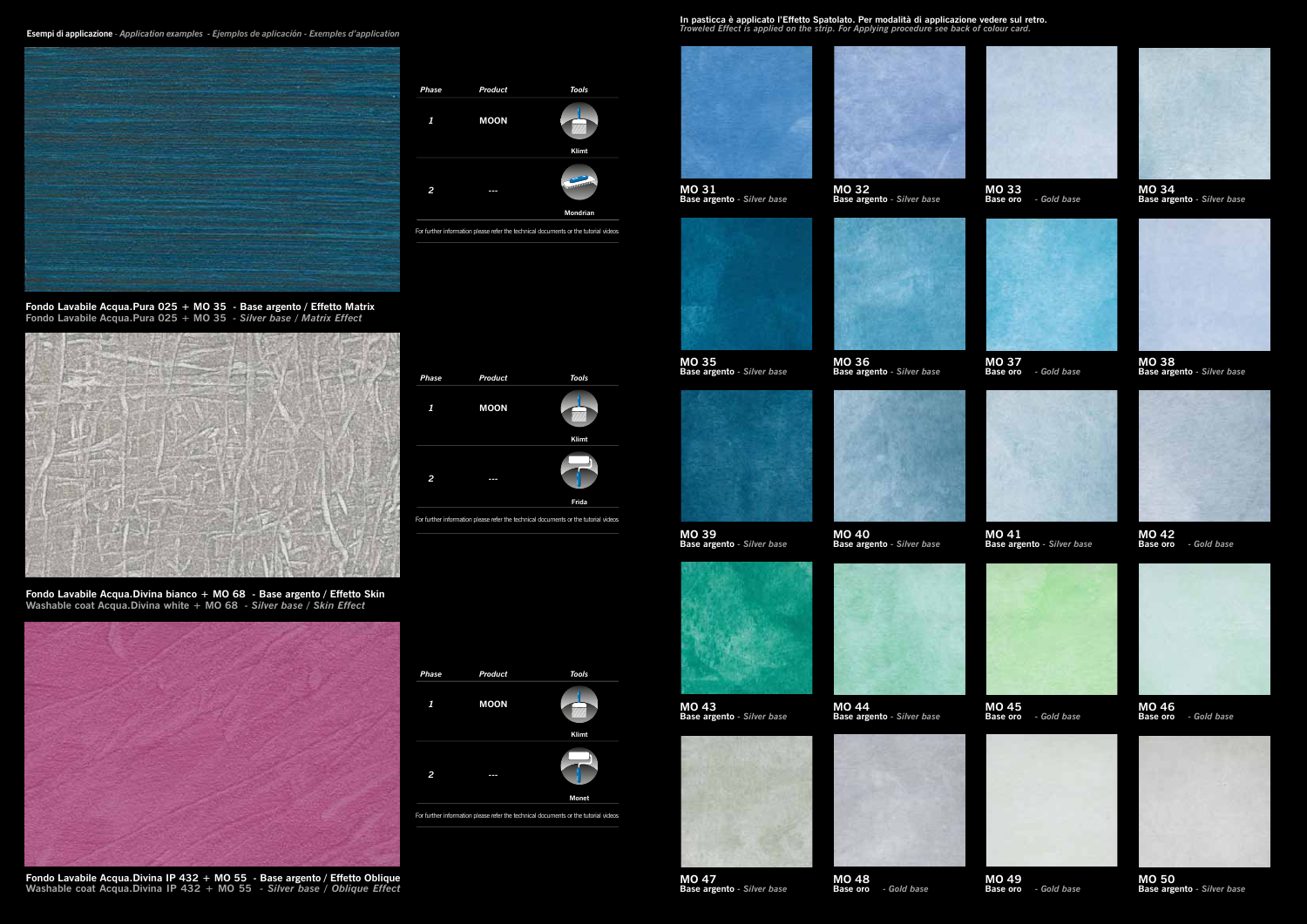**Esempi di applicazione** - *Application examples - Ejemplos de aplicación - Exemples d'application*

| Phase | Product | Tools |
|---|---|---|
| 1 | MOON | Klimt |
| 2 | --- | Mondrian |

For further information please refer the technical documents or the tutorial videos

**Fondo Lavabile Acqua.Pura 025 + MO 35 - Base argento / Effetto Matrix**
Fondo Lavabile Acqua.Pura 025 + MO 35 - *Silver base / Matrix Effect*

| Phase | Product | Tools |
|---|---|---|
| 1 | MOON | Klimt |
| 2 | --- | Frida |

For further information please refer the technical documents or the tutorial videos

**Fondo Lavabile Acqua.Divina bianco + MO 68 - Base argento / Effetto Skin**
Washable coat Acqua.Divina white + MO 68 - *Silver base / Skin Effect*

| Phase | Product | Tools |
|---|---|---|
| 1 | MOON | Klimt |
| 2 | --- | Monet |

For further information please refer the technical documents or the tutorial videos

**Fondo Lavabile Acqua.Divina IP 432 + MO 55 - Base argento / Effetto Oblique**
Washable coat Acqua.Divina IP 432 + MO 55 - *Silver base / Oblique Effect*

**In pasticca è applicato l'Effetto Spatolato. Per modalità di applicazione vedere sul retro.**
*Troweled Effect is applied on the strip. For Applying procedure see back of colour card.*

**MO 31**
**Base argento** - *Silver base*

**MO 32**
**Base argento** - *Silver base*

**MO 33**
**Base oro** - *Gold base*

**MO 34**
**Base argento** - *Silver base*

**MO 35**
**Base argento** - *Silver base*

**MO 36**
**Base argento** - *Silver base*

**MO 37**
**Base oro** - *Gold base*

**MO 38**
**Base argento** - *Silver base*

**MO 39**
**Base argento** - *Silver base*

**MO 40**
**Base argento** - *Silver base*

**MO 41**
**Base argento** - *Silver base*

**MO 42**
**Base oro** - *Gold base*

**MO 43**
**Base argento** - *Silver base*

**MO 44**
**Base argento** - *Silver base*

**MO 45**
**Base oro** - *Gold base*

**MO 46**
**Base oro** - *Gold base*

**MO 47**
**Base argento** - *Silver base*

**MO 48**
**Base oro** - *Gold base*

**MO 49**
**Base oro** - *Gold base*

**MO 50**
**Base argento** - *Silver base*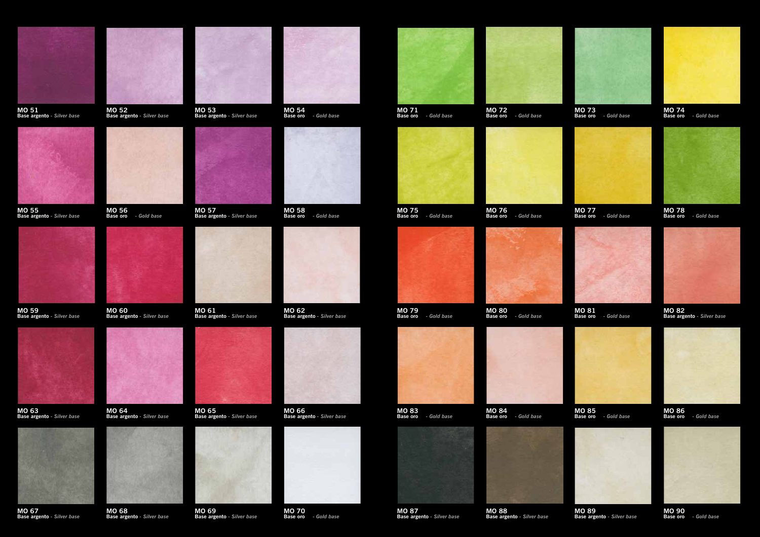MO 51
**Base argento** - *Silver base*

MO 52
**Base argento** - *Silver base*

MO 53
**Base argento** - *Silver base*

MO 54
**Base oro** - *Gold base*

MO 55
**Base argento** - *Silver base*

MO 56
**Base oro** - *Gold base*

MO 57
**Base argento** - *Silver base*

MO 58
**Base oro** - *Gold base*

MO 59
**Base argento** - *Silver base*

MO 60
**Base argento** - *Silver base*

MO 61
**Base argento** - *Silver base*

MO 62
**Base argento** - *Silver base*

MO 63
**Base argento** - *Silver base*

MO 64
**Base argento** - *Silver base*

MO 65
**Base argento** - *Silver base*

MO 66
**Base argento** - *Silver base*

MO 67
**Base argento** - *Silver base*

MO 68
**Base argento** - *Silver base*

MO 69
**Base argento** - *Silver base*

MO 70
**Base oro** - *Gold base*

MO 71
**Base oro** - *Gold base*

MO 72
**Base oro** - *Gold base*

MO 73
**Base oro** - *Gold base*

MO 74
**Base oro** - *Gold base*

MO 75
**Base oro** - *Gold base*

MO 76
**Base oro** - *Gold base*

MO 77
**Base oro** - *Gold base*

MO 78
**Base oro** - *Gold base*

MO 79
**Base oro** - *Gold base*

MO 80
**Base oro** - *Gold base*

MO 81
**Base oro** - *Gold base*

MO 82
**Base argento** - *Silver base*

MO 83
**Base oro** - *Gold base*

MO 84
**Base oro** - *Gold base*

MO 85
**Base oro** - *Gold base*

MO 86
**Base oro** - *Gold base*

MO 87
**Base argento** - *Silver base*

MO 88
**Base argento** - *Silver base*

MO 89
**Base argento** - *Silver base*

MO 90
**Base oro** - *Gold base*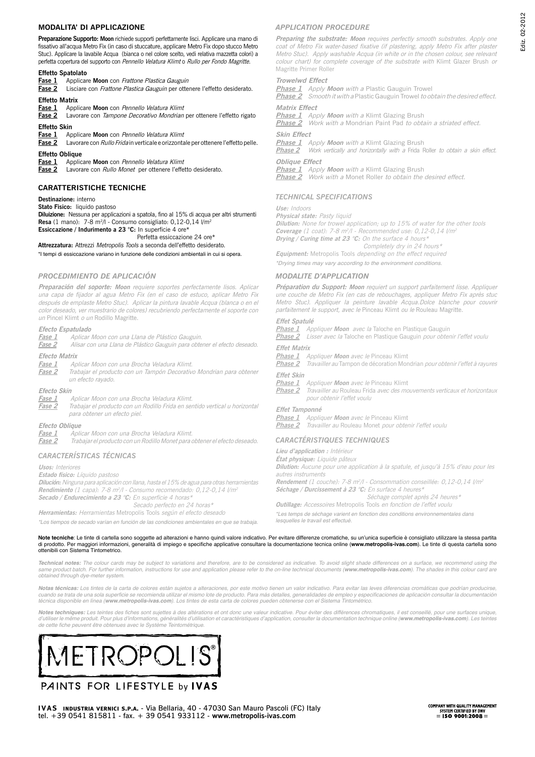## MODALITA' DI APPLICAZIONE

**Preparazione Supporto:** **Moon** richiede supporti perfettamente lisci. Applicare una mano di fissativo all'acqua Metro Fix (in caso di stuccature, applicare Metro Fix dopo stucco Metro Stuc). Applicare la lavabile Acqua (bianca o nel colore scelto, vedi relativa mazzetta colori) a perfetta copertura del supporto con *Pennello Velatura Klimt* o *Rullo per Fondo Magritte*.

**Effetto Spatolato**
**Fase 1** Applicare **Moon** con *Frattone Plastica Gauguin*
**Fase 2** Lisciare con *Frattone Plastica Gauguin* per ottenere l'effetto desiderato.

**Effetto Matrix**
**Fase 1** Applicare **Moon** con *Pennello Velatura Klimt*
**Fase 2** Lavorare con *Tampone Decorativo Mondrian* per ottenere l'effetto rigato

**Effetto Skin**
**Fase 1** Applicare **Moon** con *Pennello Velatura Klimt*
**Fase 2** Lavorare con *Rullo Frida* in verticale e orizzontale per ottenere l'effetto pelle.

**Effetto Oblique**
**Fase 1** Applicare **Moon** con *Pennello Velatura Klimt*
**Fase 2** Lavorare con *Rullo Monet* per ottenere l'effetto desiderato.

## CARATTERISTICHE TECNICHE

**Destinazione:** interno
**Stato Fisico:** liquido pastoso
**Diluizione:** Nessuna per applicazioni a spatola, fino al 15% di acqua per altri strumenti
**Resa** (1 mano): 7-8 m²/l - Consumo consigliato: 0,12-0,14 l/m²
**Essiccazione / Indurimento a 23 °C:** In superficie 4 ore*
Perfetta essiccazione 24 ore*
**Attrezzatura:** Attrezzi *Metropolis Tools* a seconda dell'effetto desiderato.

*I tempi di essiccazione variano in funzione delle condizioni ambientali in cui si opera.

## *APPLICATION PROCEDURE*

***Preparing the substrate:*** ***Moon*** *requires perfectly smooth substrates. Apply one coat of Metro Fix water-based fixative (if plastering, apply Metro Fix after plaster Metro Stuc). Apply washable Acqua (in white or in the chosen colour, see relevant colour chart) for complete coverage of the substrate with* Klimt Glazer Brush *or* Magritte Primer Roller

***Trowelwd Effect***
***Phase 1*** *Apply **Moon** with a* Plastic Gauguin Trowel
***Phase 2*** *Smooth it with a* Plastic Gauguin Trowel *to obtain the desired effect.*

***Matrix Effect***
***Phase 1*** *Apply **Moon** with a* Klimt Glazing Brush
***Phase 2*** *Work with a* Mondrian Paint Pad *to obtain a striated effect.*

***Skin Effect***
***Phase 1*** *Apply **Moon** with a* Klimt Glazing Brush
***Phase 2*** *Work vertically and horizontally with a* Frida Roller *to obtain a skin effect.*

***Oblique Effect***
***Phase 1*** *Apply **Moon** with a* Klimt Glazing Brush
***Phase 2*** *Work with a* Monet Roller *to obtain the desired effect.*

## *TECHNICAL SPECIFICATIONS*

***Use:*** *Indoors*
***Physical state:*** *Pasty liquid*
***Dilution:*** *None for trowel application; up to 15% of water for the other tools*
***Coverage*** *(1 coat): 7-8 m²/l - Recommended use: 0,12-0,14 l/m²*
***Drying / Curing time at 23 °C:*** *On the surface 4 hours**
*Completely dry in 24 hours**
***Equipment:*** Metropolis Tools *depending on the effect required*

**Drying times may vary according to the environment conditions.*

## *PROCEDIMIENTO DE APLICACIÓN*

***Preparación del soporte:*** ***Moon*** *requiere soportes perfectamente lisos. Aplicar una capa de fijador al agua Metro Fix (en el caso de estuco, aplicar Metro Fix después de emplaste Metro Stuc). Aplicar la pintura lavable Acqua (blanca o en el color deseado, ver muestrario de colores) recubriendo perfectamente el soporte con un* Pincel Klimt *o un* Rodillo Magritte.

***Efecto Espatulado***
***Fase 1*** *Aplicar Moon con una Llana de Plástico Gauguin.*
***Fase 2*** *Alisar con una Llana de Plástico Gauguin para obtener el efecto deseado.*

***Efecto Matrix***
***Fase 1*** *Aplicar Moon con una Brocha Veladura Klimt.*
***Fase 2*** *Trabajar el producto con un Tampón Decorativo Mondrian para obtener un efecto rayado.*

***Efecto Skin***
***Fase 1*** *Aplicar Moon con una Brocha Veladura Klimt.*
***Fase 2*** *Trabajar el producto con un Rodillo Frida en sentido vertical u horizontal para obtener un efecto piel.*

***Efecto Oblique***
***Fase 1*** *Aplicar Moon con una Brocha Veladura Klimt.*
***Fase 2*** *Trabajar el producto con un Rodillo Monet para obtener el efecto deseado.*

## *CARACTERÍSTICAS TÉCNICAS*

***Usos:*** *Interiores*
***Estado físico:*** *Líquido pastoso*
***Dilución:*** *Ninguna para aplicación con llana, hasta el 15% de agua para otras herramientas*
***Rendimiento*** *(1 capa): 7-8 m²/l - Consumo recomendado: 0,12-0,14 l/m²*
***Secado / Endurecimiento a 23 °C:*** *En superficie 4 horas**
*Secado perfecto en 24 horas**
***Herramientas:*** *Herramientas* Metropolis Tools *según el efecto deseado*

**Los tiempos de secado varían en función de las condiciones ambientales en que se trabaja.*

## *MODALITE D'APPLICATION*

***Préparation du Support:*** ***Moon*** *requiert un support parfaitement lisse. Appliquer une couche de Metro Fix (en cas de rebouchages, appliquer Metro Fix après stuc Metro Stuc). Appliquer la peinture lavable Acqua.Dolce blanche pour couvrir parfaitement le support, avec le* Pinceau Klimt *ou le* Rouleau Magritte.

***Effet Spatulé***
***Phase 1*** *Appliquer **Moon** avec la* Taloche en Plastique Gauguin
***Phase 2*** *Lisser avec la* Taloche en Plastique Gauguin *pour obtenir l'effet voulu*

***Effet Matrix***
***Phase 1*** *Appliquer **Moon** avec le* Pinceau Klimt
***Phase 2*** *Travailler au* Tampon de décoration Mondrian *pour obtenir l'effet à rayures*

***Effet Skin***
***Phase 1*** *Appliquer **Moon** avec le* Pinceau Klimt
***Phase 2*** *Travailler au* Rouleau Frida *avec des mouvements verticaux et horizontaux pour obtenir l'effet voulu*

***Effet Tamponné***
***Phase 1*** *Appliquer **Moon** avec le* Pinceau Klimt
***Phase 2*** *Travailler au* Rouleau Monet *pour obtenir l'effet voulu*

## *CARACTÉRISTIQUES TECHNIQUES*

***Lieu d'application :*** *Intérieur*
***État physique:*** *Liquide pâteux*
***Dilution:*** *Aucune pour une application à la spatule, et jusqu'à 15% d'eau pour les autres instruments*
***Rendement*** *(1 couche): 7-8 m²/l - Consommation conseillée: 0,12-0,14 l/m²*
***Séchage / Durcissement à 23 °C:*** *En surface 4 heures**
*Séchage complet après 24 heures**
***Outillage:*** *Accessoires* Metropolis Tools *en fonction de l'effet voulu*

**Les temps de séchage varient en fonction des conditions environnementales dans lesquelles le travail est effectué.*

**Note tecniche**: Le tinte di cartella sono soggette ad alterazioni e hanno quindi valore indicativo. Per evitare differenze cromatiche, su un'unica superficie è consigliato utilizzare la stessa partita di prodotto. Per maggiori informazioni, generalità di impiego e specifiche applicative consultare la documentazione tecnica online (**www.metropolis-ivas.com**). Le tinte di questa cartella sono ottenibili con Sistema Tintometrico.

***Technical notes:*** *The colour cards may be subject to variations and therefore, are to be considered as indicative. To avoid slight shade differences on a surface, we recommend using the same product batch. For further information, instructions for use and application please refer to the on-line technical documents (**www.metropolis-ivas.com**). The shades in this colour card are obtained through dye-meter system.*

***Notas técnicas:*** *Los tintes de la carta de colores están sujetos a alteraciones, por este motivo tienen un valor indicativo. Para evitar las leves diferencias cromáticas que podrían producirse, cuando se trata de una sola superficie se recomienda utilizar el mismo lote de producto. Para más detalles, generalidades de empleo y especificaciones de aplicación consultar la documentación técnica disponible en línea (**www.metropolis-ivas.com**). Los tintes de esta carta de colores pueden obtenerse con el Sistema Tintométrico.*

***Notes techniques:*** *Les teintes des fiches sont sujettes à des altérations et ont donc une valeur indicative. Pour éviter des différences chromatiques, il est conseillé, pour une surfaces unique, d'utiliser le même produit. Pour plus d'informations, généralités d'utilisation et caractéristiques d'application, consulter la documentation technique online (**www.metropolis-ivas.com**). Les teintes de cette fiche peuvent être obtenues avec le Système Teintométrique.*

METROPOLIS®
PAINTS FOR LIFESTYLE by **IVAS**

**IVAS INDUSTRIA VERNICI S.P.A.** - Via Bellaria, 40 - 47030 San Mauro Pascoli (FC) Italy
tel. +39 0541 815811 - fax. + 39 0541 933112 - **www.metropolis-ivas.com**

COMPANY WITH QUALITY MANAGEMENT SYSTEM CERTIFIED BY DNV
= ISO 9001:2008 =

Ediz. 02-2012